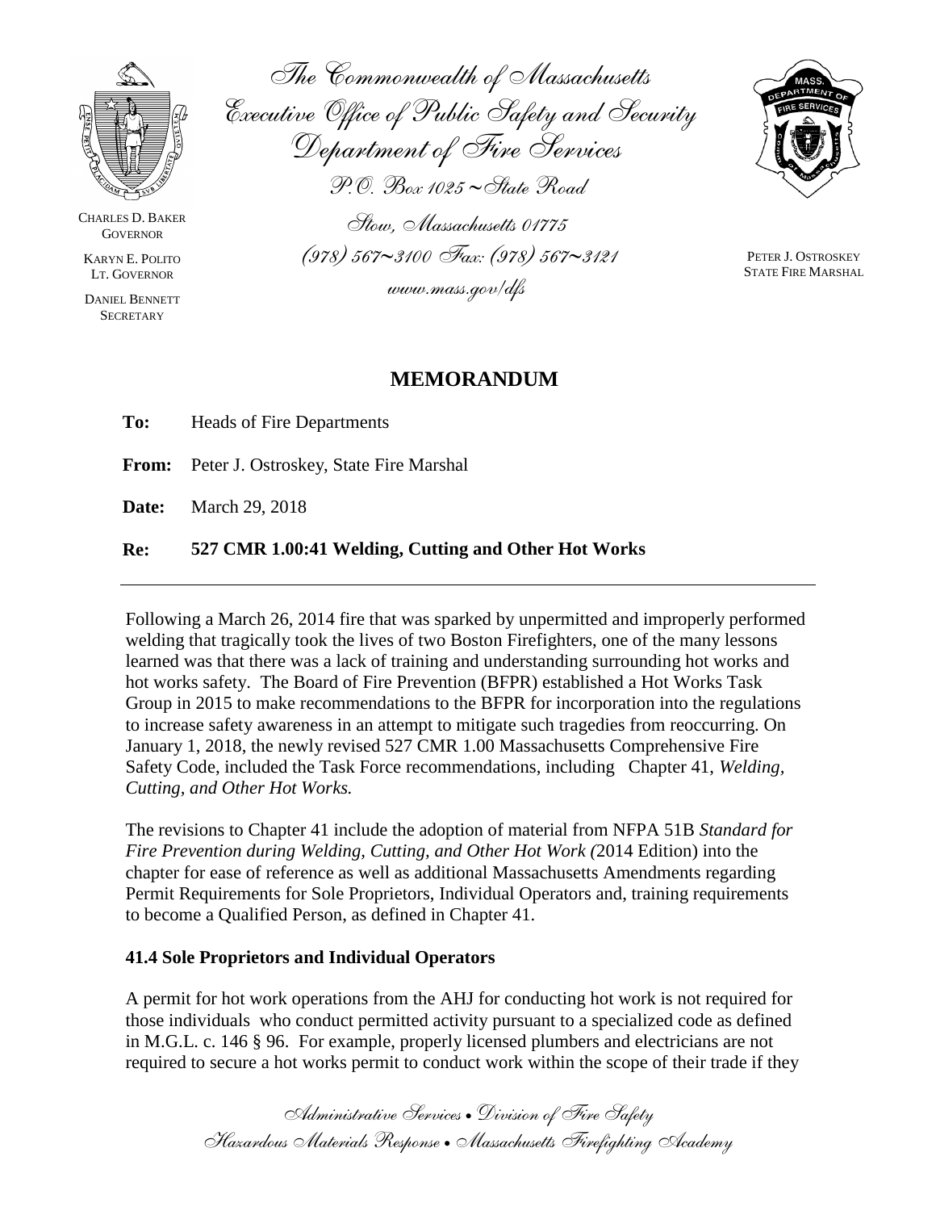The Commonwealth of Massachusetts
Executive Office of Public Safety and Security
Department of Fire Services

P.O. Box 1025 ~ State Road
Stow, Massachusetts 01775
(978) 567~3100 Fax: (978) 567~3121
www.mass.gov/dfs

CHARLES D. BAKER
GOVERNOR

KARYN E. POLITO
LT. GOVERNOR

DANIEL BENNETT
SECRETARY

PETER J. OSTROSKEY
STATE FIRE MARSHAL

# MEMORANDUM

**To:** Heads of Fire Departments

**From:** Peter J. Ostroskey, State Fire Marshal

**Date:** March 29, 2018

**Re:** **527 CMR 1.00:41 Welding, Cutting and Other Hot Works**

---

Following a March 26, 2014 fire that was sparked by unpermitted and improperly performed welding that tragically took the lives of two Boston Firefighters, one of the many lessons learned was that there was a lack of training and understanding surrounding hot works and hot works safety. The Board of Fire Prevention (BFPR) established a Hot Works Task Group in 2015 to make recommendations to the BFPR for incorporation into the regulations to increase safety awareness in an attempt to mitigate such tragedies from reoccurring. On January 1, 2018, the newly revised 527 CMR 1.00 Massachusetts Comprehensive Fire Safety Code, included the Task Force recommendations, including Chapter 41, *Welding, Cutting, and Other Hot Works.*

The revisions to Chapter 41 include the adoption of material from NFPA 51B *Standard for Fire Prevention during Welding, Cutting, and Other Hot Work (*2014 Edition) into the chapter for ease of reference as well as additional Massachusetts Amendments regarding Permit Requirements for Sole Proprietors, Individual Operators and, training requirements to become a Qualified Person, as defined in Chapter 41.

### 41.4 Sole Proprietors and Individual Operators

A permit for hot work operations from the AHJ for conducting hot work is not required for those individuals who conduct permitted activity pursuant to a specialized code as defined in M.G.L. c. 146 § 96. For example, properly licensed plumbers and electricians are not required to secure a hot works permit to conduct work within the scope of their trade if they

Administrative Services • Division of Fire Safety
Hazardous Materials Response • Massachusetts Firefighting Academy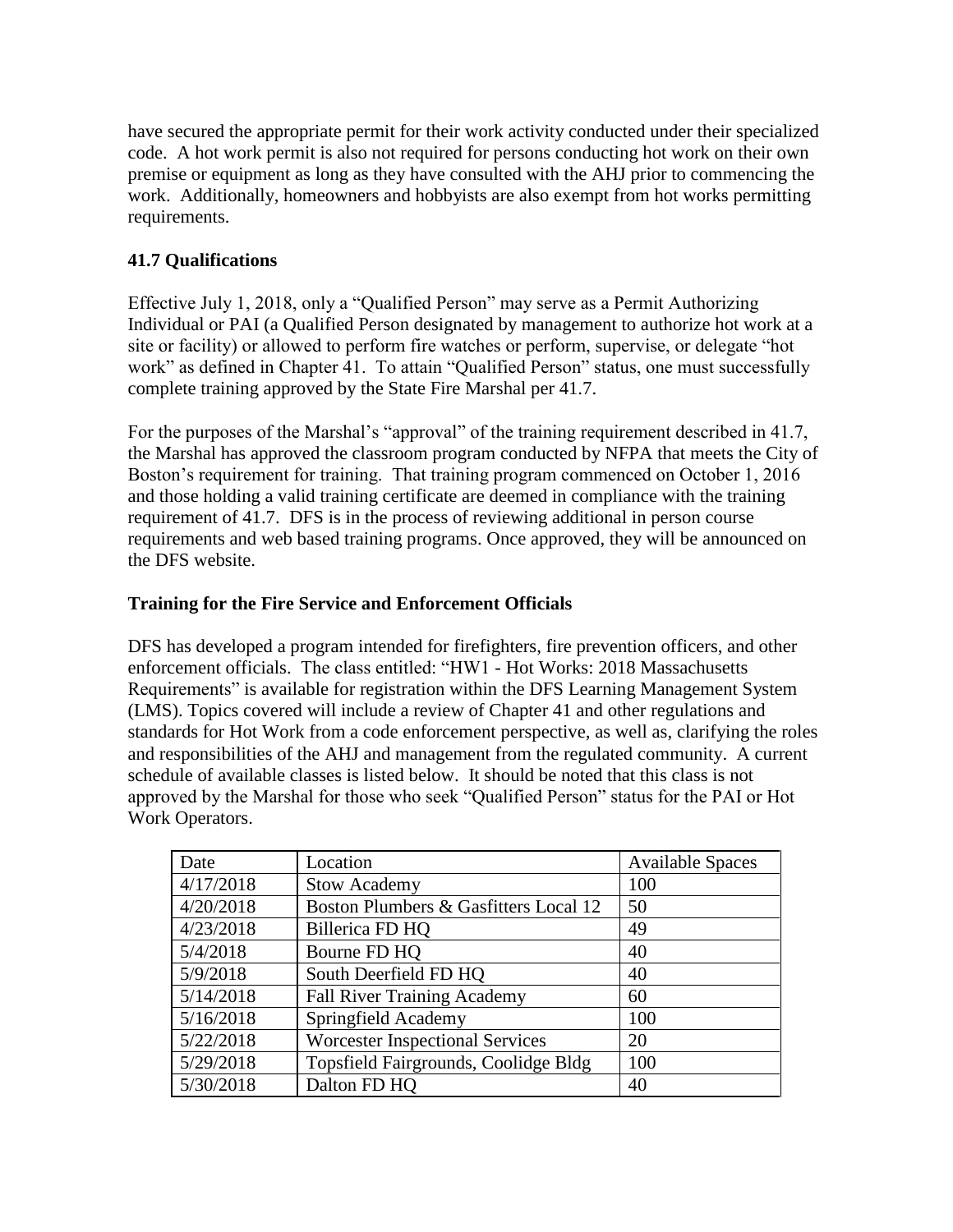have secured the appropriate permit for their work activity conducted under their specialized code. A hot work permit is also not required for persons conducting hot work on their own premise or equipment as long as they have consulted with the AHJ prior to commencing the work. Additionally, homeowners and hobbyists are also exempt from hot works permitting requirements.

**41.7 Qualifications**

Effective July 1, 2018, only a "Qualified Person" may serve as a Permit Authorizing Individual or PAI (a Qualified Person designated by management to authorize hot work at a site or facility) or allowed to perform fire watches or perform, supervise, or delegate "hot work" as defined in Chapter 41. To attain "Qualified Person" status, one must successfully complete training approved by the State Fire Marshal per 41.7.

For the purposes of the Marshal's "approval" of the training requirement described in 41.7, the Marshal has approved the classroom program conducted by NFPA that meets the City of Boston's requirement for training. That training program commenced on October 1, 2016 and those holding a valid training certificate are deemed in compliance with the training requirement of 41.7. DFS is in the process of reviewing additional in person course requirements and web based training programs. Once approved, they will be announced on the DFS website.

**Training for the Fire Service and Enforcement Officials**

DFS has developed a program intended for firefighters, fire prevention officers, and other enforcement officials. The class entitled: "HW1 - Hot Works: 2018 Massachusetts Requirements" is available for registration within the DFS Learning Management System (LMS). Topics covered will include a review of Chapter 41 and other regulations and standards for Hot Work from a code enforcement perspective, as well as, clarifying the roles and responsibilities of the AHJ and management from the regulated community. A current schedule of available classes is listed below. It should be noted that this class is not approved by the Marshal for those who seek "Qualified Person" status for the PAI or Hot Work Operators.

| Date | Location | Available Spaces |
|---|---|---|
| 4/17/2018 | Stow Academy | 100 |
| 4/20/2018 | Boston Plumbers & Gasfitters Local 12 | 50 |
| 4/23/2018 | Billerica FD HQ | 49 |
| 5/4/2018 | Bourne FD HQ | 40 |
| 5/9/2018 | South Deerfield FD HQ | 40 |
| 5/14/2018 | Fall River Training Academy | 60 |
| 5/16/2018 | Springfield Academy | 100 |
| 5/22/2018 | Worcester Inspectional Services | 20 |
| 5/29/2018 | Topsfield Fairgrounds, Coolidge Bldg | 100 |
| 5/30/2018 | Dalton FD HQ | 40 |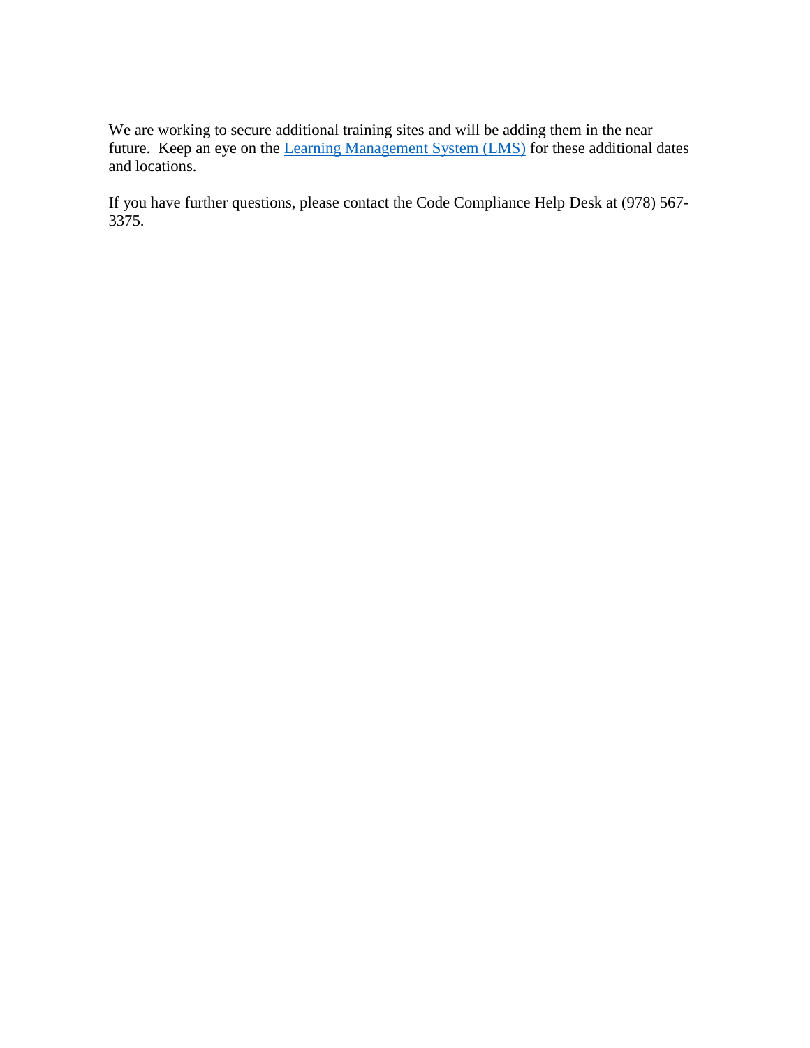We are working to secure additional training sites and will be adding them in the near future. Keep an eye on the Learning Management System (LMS) for these additional dates and locations.

If you have further questions, please contact the Code Compliance Help Desk at (978) 567-3375.